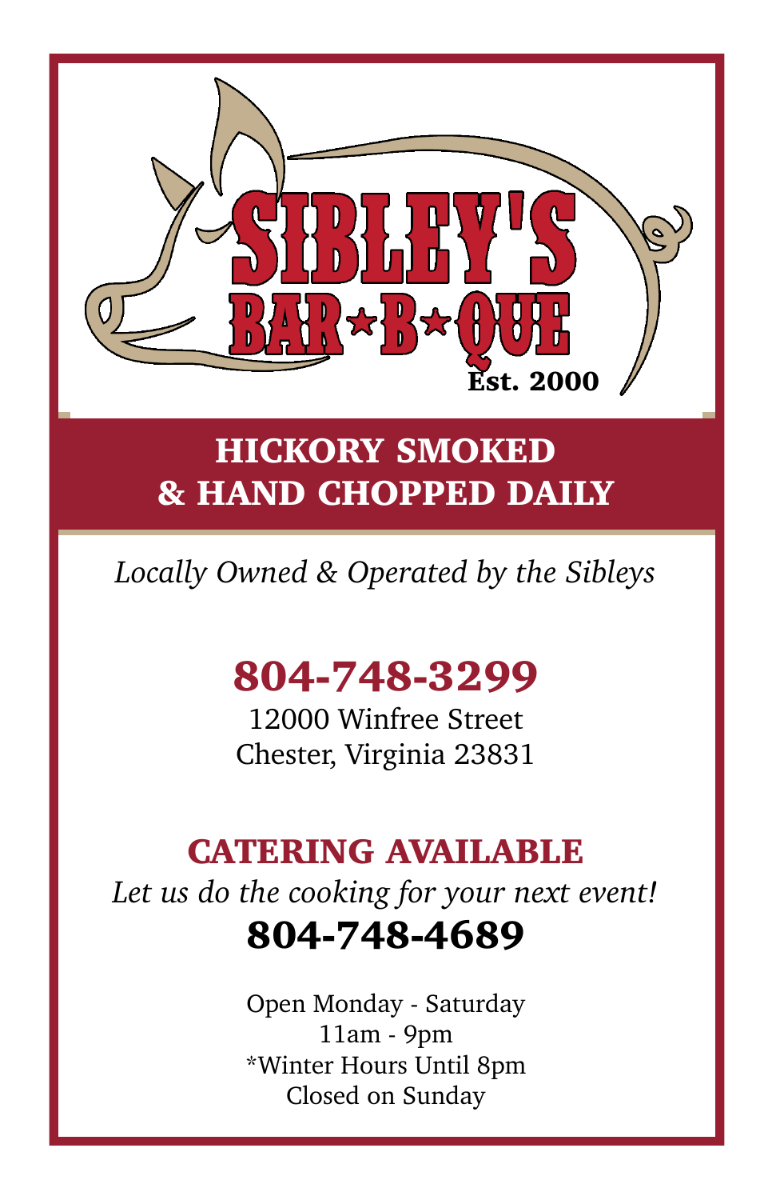# SIBLEY'S BAR★B★QUE

Est. 2000

## HICKORY SMOKED & HAND CHOPPED DAILY

*Locally Owned & Operated by the Sibleys*

## 804-748-3299

12000 Winfree Street
Chester, Virginia 23831

## CATERING AVAILABLE

*Let us do the cooking for your next event!*

**804-748-4689**

Open Monday - Saturday
11am - 9pm
*Winter Hours Until 8pm
Closed on Sunday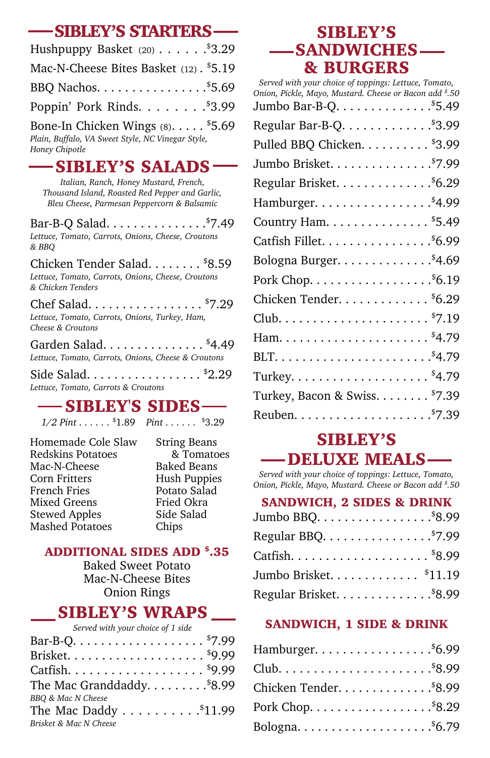## SIBLEY'S STARTERS

- Hushpuppy Basket (20) . . . . . . $3.29
- Mac-N-Cheese Bites Basket (12) . . $5.19
- BBQ Nachos. . . . . . . . . . . . . . . . $5.69
- Poppin' Pork Rinds. . . . . . . . $3.99
- Bone-In Chicken Wings (8). . . . . $5.69
  *Plain, Buffalo, VA Sweet Style, NC Vinegar Style, Honey Chipotle*

## SIBLEY'S SALADS

*Italian, Ranch, Honey Mustard, French, Thousand Island, Roasted Red Pepper and Garlic, Bleu Cheese, Parmesan Peppercorn & Balsamic*

- Bar-B-Q Salad. . . . . . . . . . . . . . . $7.49
  *Lettuce, Tomato, Carrots, Onions, Cheese, Croutons & BBQ*
- Chicken Tender Salad. . . . . . . . $8.59
  *Lettuce, Tomato, Carrots, Onions, Cheese, Croutons & Chicken Tenders*
- Chef Salad. . . . . . . . . . . . . . . . . $7.29
  *Lettuce, Tomato, Carrots, Onions, Turkey, Ham, Cheese & Croutons*
- Garden Salad. . . . . . . . . . . . . . . $4.49
  *Lettuce, Tomato, Carrots, Onions, Cheese & Croutons*
- Side Salad. . . . . . . . . . . . . . . . . $2.29
  *Lettuce, Tomato, Carrots & Croutons*

## SIBLEY'S SIDES

*1/2 Pint . . . . . . $1.89   Pint . . . . . . $3.29*

- Homemade Cole Slaw
- Redskins Potatoes
- Mac-N-Cheese
- Corn Fritters
- French Fries
- Mixed Greens
- Stewed Apples
- Mashed Potatoes
- String Beans & Tomatoes
- Baked Beans
- Hush Puppies
- Potato Salad
- Fried Okra
- Side Salad
- Chips

### ADDITIONAL SIDES ADD $.35

- Baked Sweet Potato
- Mac-N-Cheese Bites
- Onion Rings

## SIBLEY'S WRAPS

*Served with your choice of 1 side*

- Bar-B-Q. . . . . . . . . . . . . . . . . . . $7.99
- Brisket. . . . . . . . . . . . . . . . . . . . $9.99
- Catfish. . . . . . . . . . . . . . . . . . . . $9.99
- The Mac Granddaddy. . . . . . . . . $8.99
  *BBQ & Mac N Cheese*
- The Mac Daddy . . . . . . . . . . $11.99
  *Brisket & Mac N Cheese*

## SIBLEY'S SANDWICHES & BURGERS

*Served with your choice of toppings: Lettuce, Tomato, Onion, Pickle, Mayo, Mustard. Cheese or Bacon add $.50*

- Jumbo Bar-B-Q. . . . . . . . . . . . . . $5.49
- Regular Bar-B-Q. . . . . . . . . . . . . $3.99
- Pulled BBQ Chicken. . . . . . . . . . $3.99
- Jumbo Brisket. . . . . . . . . . . . . . . $7.99
- Regular Brisket. . . . . . . . . . . . . . $6.29
- Hamburger. . . . . . . . . . . . . . . . . $4.99
- Country Ham. . . . . . . . . . . . . . . $5.49
- Catfish Fillet. . . . . . . . . . . . . . . . $6.99
- Bologna Burger. . . . . . . . . . . . . . $4.69
- Pork Chop. . . . . . . . . . . . . . . . . . $6.19
- Chicken Tender. . . . . . . . . . . . . $6.29
- Club. . . . . . . . . . . . . . . . . . . . . . $7.19
- Ham. . . . . . . . . . . . . . . . . . . . . . $4.79
- BLT. . . . . . . . . . . . . . . . . . . . . . . $4.79
- Turkey. . . . . . . . . . . . . . . . . . . . $4.79
- Turkey, Bacon & Swiss. . . . . . . . $7.39
- Reuben. . . . . . . . . . . . . . . . . . . . $7.39

## SIBLEY'S DELUXE MEALS

*Served with your choice of toppings: Lettuce, Tomato, Onion, Pickle, Mayo, Mustard. Cheese or Bacon add $.50*

### SANDWICH, 2 SIDES & DRINK

- Jumbo BBQ. . . . . . . . . . . . . . . . . $8.99
- Regular BBQ. . . . . . . . . . . . . . . . $7.99
- Catfish. . . . . . . . . . . . . . . . . . . . $8.99
- Jumbo Brisket. . . . . . . . . . . . . $11.19
- Regular Brisket. . . . . . . . . . . . . . $8.99

### SANDWICH, 1 SIDE & DRINK

- Hamburger. . . . . . . . . . . . . . . . . $6.99
- Club. . . . . . . . . . . . . . . . . . . . . . $8.99
- Chicken Tender. . . . . . . . . . . . . . $8.99
- Pork Chop. . . . . . . . . . . . . . . . . . $8.29
- Bologna. . . . . . . . . . . . . . . . . . . . $6.79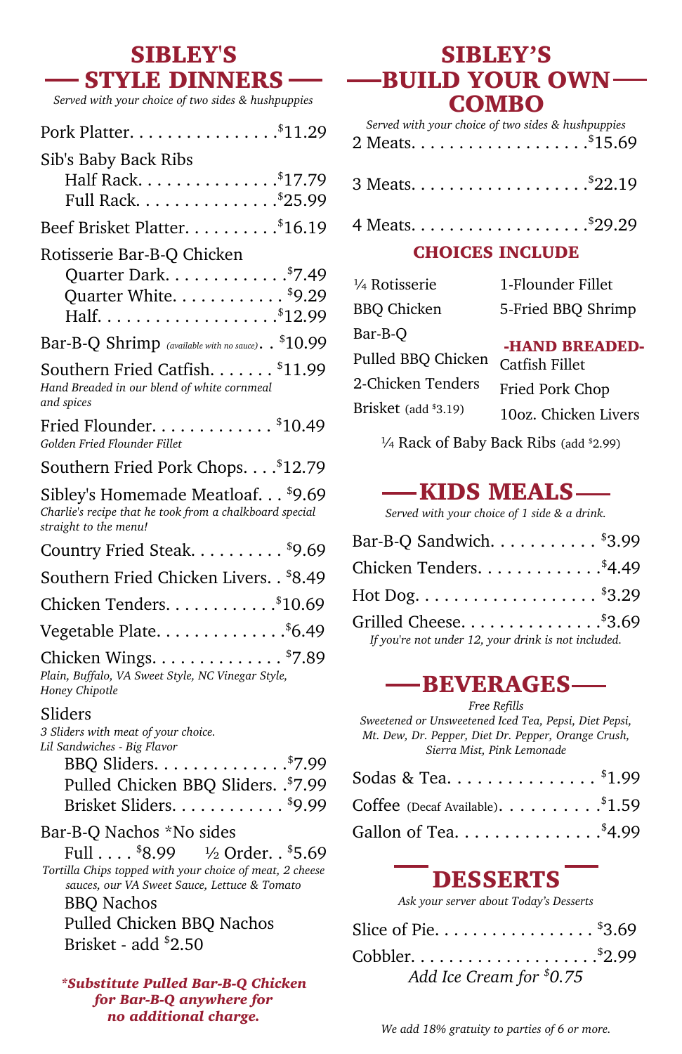# SIBLEY'S STYLE DINNERS

*Served with your choice of two sides & hushpuppies*

Pork Platter. . . . . . . . . . . . . . . . $11.29

Sib's Baby Back Ribs
- Half Rack. . . . . . . . . . . . . . . $17.79
- Full Rack. . . . . . . . . . . . . . . $25.99

Beef Brisket Platter. . . . . . . . . . $16.19

Rotisserie Bar-B-Q Chicken
- Quarter Dark. . . . . . . . . . . . . $7.49
- Quarter White. . . . . . . . . . . . $9.29
- Half. . . . . . . . . . . . . . . . . . . $12.99

Bar-B-Q Shrimp (*available with no sauce*). . $10.99

Southern Fried Catfish. . . . . . . $11.99
*Hand Breaded in our blend of white cornmeal and spices*

Fried Flounder. . . . . . . . . . . . . $10.49
*Golden Fried Flounder Fillet*

Southern Fried Pork Chops. . . . $12.79

Sibley's Homemade Meatloaf. . . $9.69
*Charlie's recipe that he took from a chalkboard special straight to the menu!*

Country Fried Steak. . . . . . . . . . $9.69

Southern Fried Chicken Livers. . $8.49

Chicken Tenders. . . . . . . . . . . . $10.69

Vegetable Plate. . . . . . . . . . . . . $6.49

Chicken Wings. . . . . . . . . . . . . . $7.89
*Plain, Buffalo, VA Sweet Style, NC Vinegar Style, Honey Chipotle*

Sliders
*3 Sliders with meat of your choice.*
*Lil Sandwiches - Big Flavor*
- BBQ Sliders. . . . . . . . . . . . . . $7.99
- Pulled Chicken BBQ Sliders. . $7.99
- Brisket Sliders. . . . . . . . . . . . $9.99

Bar-B-Q Nachos *No sides
- Full . . . . $8.99 ½ Order. . $5.69

*Tortilla Chips topped with your choice of meat, 2 cheese sauces, our VA Sweet Sauce, Lettuce & Tomato*
- BBQ Nachos
- Pulled Chicken BBQ Nachos
- Brisket - add $2.50

***Substitute Pulled Bar-B-Q Chicken for Bar-B-Q anywhere for no additional charge.***

# SIBLEY'S BUILD YOUR OWN COMBO

*Served with your choice of two sides & hushpuppies*

2 Meats. . . . . . . . . . . . . . . . . . . $15.69

3 Meats. . . . . . . . . . . . . . . . . . . $22.19

4 Meats. . . . . . . . . . . . . . . . . . . $29.29

## CHOICES INCLUDE

- ¼ Rotisserie BBQ Chicken
- Bar-B-Q
- Pulled BBQ Chicken
- 2-Chicken Tenders
- Brisket (add $3.19)
- 1-Flounder Fillet
- 5-Fried BBQ Shrimp

**-HAND BREADED-**
- Catfish Fillet
- Fried Pork Chop
- 10oz. Chicken Livers

¼ Rack of Baby Back Ribs (add $2.99)

# KIDS MEALS

*Served with your choice of 1 side & a drink.*

Bar-B-Q Sandwich. . . . . . . . . . . $3.99

Chicken Tenders. . . . . . . . . . . . . $4.49

Hot Dog. . . . . . . . . . . . . . . . . . . $3.29

Grilled Cheese. . . . . . . . . . . . . . $3.69

*If you're not under 12, your drink is not included.*

# BEVERAGES

*Free Refills*
*Sweetened or Unsweetened Iced Tea, Pepsi, Diet Pepsi, Mt. Dew, Dr. Pepper, Diet Dr. Pepper, Orange Crush, Sierra Mist, Pink Lemonade*

Sodas & Tea. . . . . . . . . . . . . . . $1.99

Coffee (Decaf Available). . . . . . . . . . $1.59

Gallon of Tea. . . . . . . . . . . . . . $4.99

# DESSERTS

*Ask your server about Today's Desserts*

Slice of Pie. . . . . . . . . . . . . . . . . $3.69

Cobbler. . . . . . . . . . . . . . . . . . . $2.99

*Add Ice Cream for $0.75*

*We add 18% gratuity to parties of 6 or more.*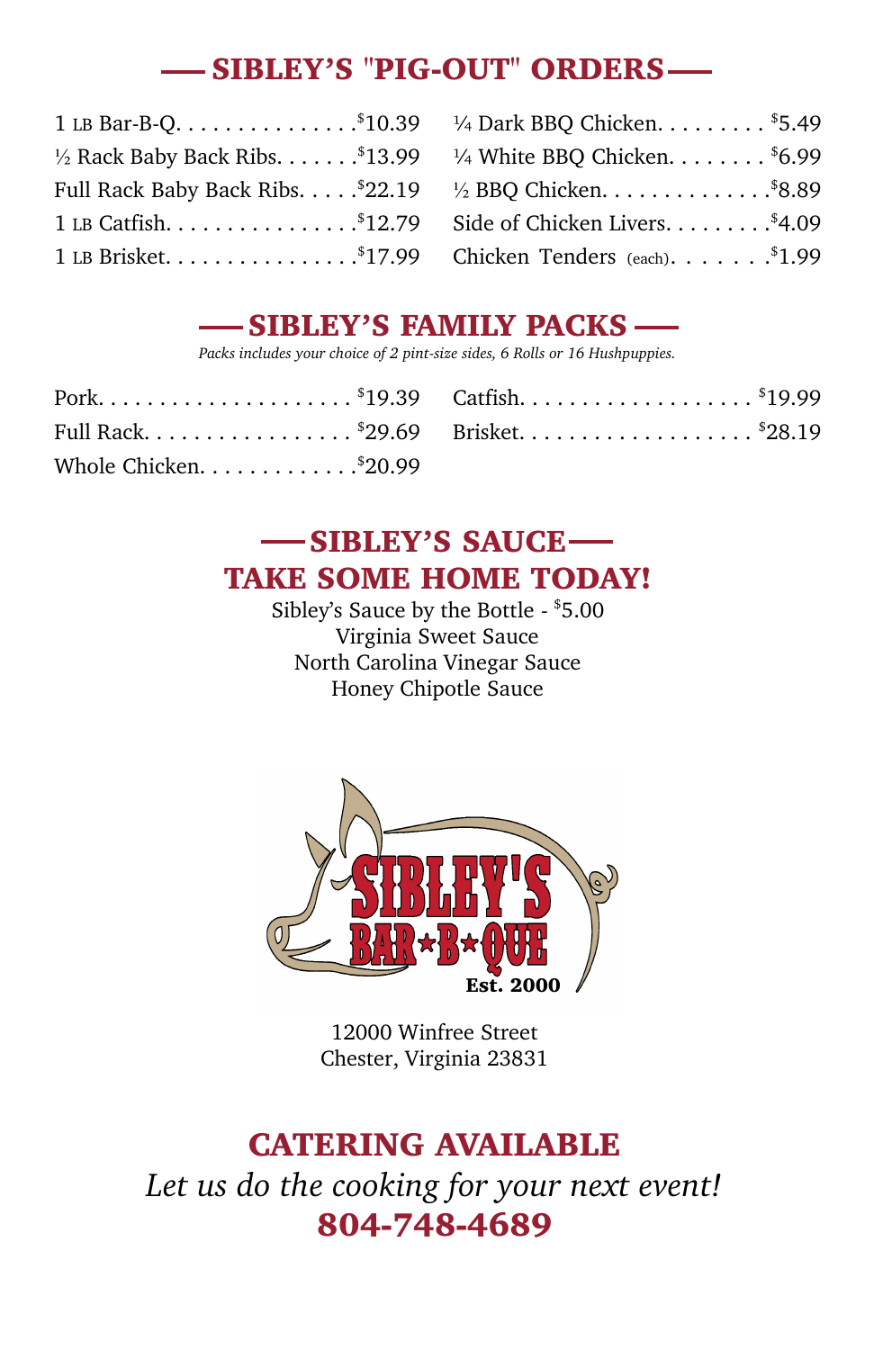## SIBLEY'S "PIG-OUT" ORDERS

1 LB Bar-B-Q. . . . . . . . . . . . . . . $10.39

½ Rack Baby Back Ribs. . . . . . . $13.99

Full Rack Baby Back Ribs. . . . . $22.19

1 LB Catfish. . . . . . . . . . . . . . . . $12.79

1 LB Brisket. . . . . . . . . . . . . . . . $17.99

¼ Dark BBQ Chicken. . . . . . . . . $5.49

¼ White BBQ Chicken. . . . . . . . $6.99

½ BBQ Chicken. . . . . . . . . . . . . . $8.89

Side of Chicken Livers. . . . . . . . . $4.09

Chicken Tenders (each). . . . . . . . $1.99

## SIBLEY'S FAMILY PACKS

*Packs includes your choice of 2 pint-size sides, 6 Rolls or 16 Hushpuppies.*

Pork. . . . . . . . . . . . . . . . . . . . . $19.39

Full Rack. . . . . . . . . . . . . . . . . $29.69

Whole Chicken. . . . . . . . . . . . . $20.99

Catfish. . . . . . . . . . . . . . . . . . . $19.99

Brisket. . . . . . . . . . . . . . . . . . . $28.19

## SIBLEY'S SAUCE
## TAKE SOME HOME TODAY!

Sibley's Sauce by the Bottle - $5.00
Virginia Sweet Sauce
North Carolina Vinegar Sauce
Honey Chipotle Sauce

SIBLEY'S BAR★B★QUE
Est. 2000

12000 Winfree Street
Chester, Virginia 23831

## CATERING AVAILABLE

*Let us do the cooking for your next event!*

**804-748-4689**